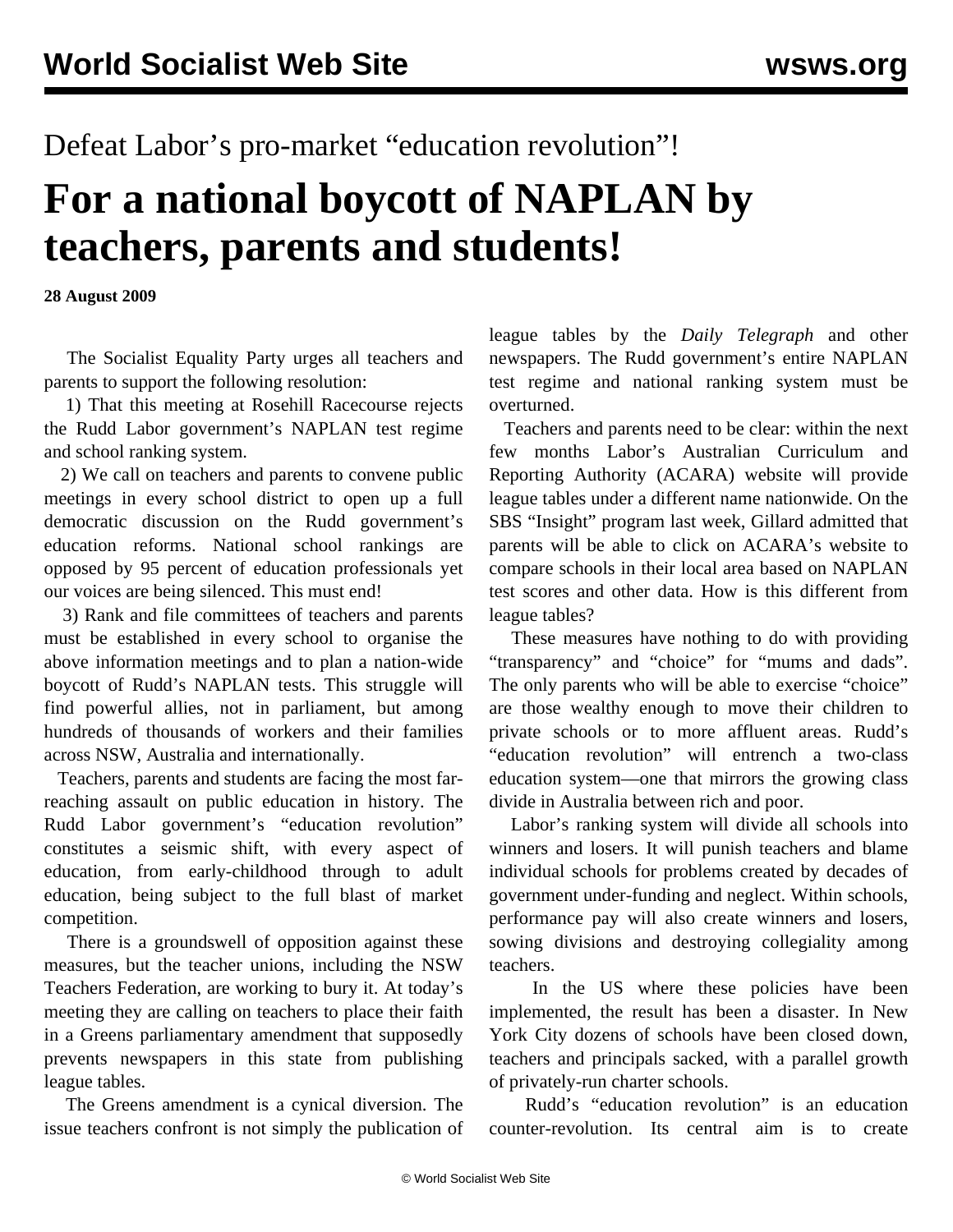Defeat Labor's pro-market "education revolution"!

# For a national boycott of NAPLAN by teachers, parents and students!

**28 August 2009**

The Socialist Equality Party urges all teachers and parents to support the following resolution:

1) That this meeting at Rosehill Racecourse rejects the Rudd Labor government's NAPLAN test regime and school ranking system.

2) We call on teachers and parents to convene public meetings in every school district to open up a full democratic discussion on the Rudd government's education reforms. National school rankings are opposed by 95 percent of education professionals yet our voices are being silenced. This must end!

3) Rank and file committees of teachers and parents must be established in every school to organise the above information meetings and to plan a nation-wide boycott of Rudd's NAPLAN tests. This struggle will find powerful allies, not in parliament, but among hundreds of thousands of workers and their families across NSW, Australia and internationally.

Teachers, parents and students are facing the most far-reaching assault on public education in history. The Rudd Labor government's "education revolution" constitutes a seismic shift, with every aspect of education, from early-childhood through to adult education, being subject to the full blast of market competition.

There is a groundswell of opposition against these measures, but the teacher unions, including the NSW Teachers Federation, are working to bury it. At today's meeting they are calling on teachers to place their faith in a Greens parliamentary amendment that supposedly prevents newspapers in this state from publishing league tables.

The Greens amendment is a cynical diversion. The issue teachers confront is not simply the publication of league tables by the *Daily Telegraph* and other newspapers. The Rudd government's entire NAPLAN test regime and national ranking system must be overturned.

Teachers and parents need to be clear: within the next few months Labor's Australian Curriculum and Reporting Authority (ACARA) website will provide league tables under a different name nationwide. On the SBS "Insight" program last week, Gillard admitted that parents will be able to click on ACARA's website to compare schools in their local area based on NAPLAN test scores and other data. How is this different from league tables?

These measures have nothing to do with providing "transparency" and "choice" for "mums and dads". The only parents who will be able to exercise "choice" are those wealthy enough to move their children to private schools or to more affluent areas. Rudd's "education revolution" will entrench a two-class education system—one that mirrors the growing class divide in Australia between rich and poor.

Labor's ranking system will divide all schools into winners and losers. It will punish teachers and blame individual schools for problems created by decades of government under-funding and neglect. Within schools, performance pay will also create winners and losers, sowing divisions and destroying collegiality among teachers.

In the US where these policies have been implemented, the result has been a disaster. In New York City dozens of schools have been closed down, teachers and principals sacked, with a parallel growth of privately-run charter schools.

Rudd's "education revolution" is an education counter-revolution. Its central aim is to create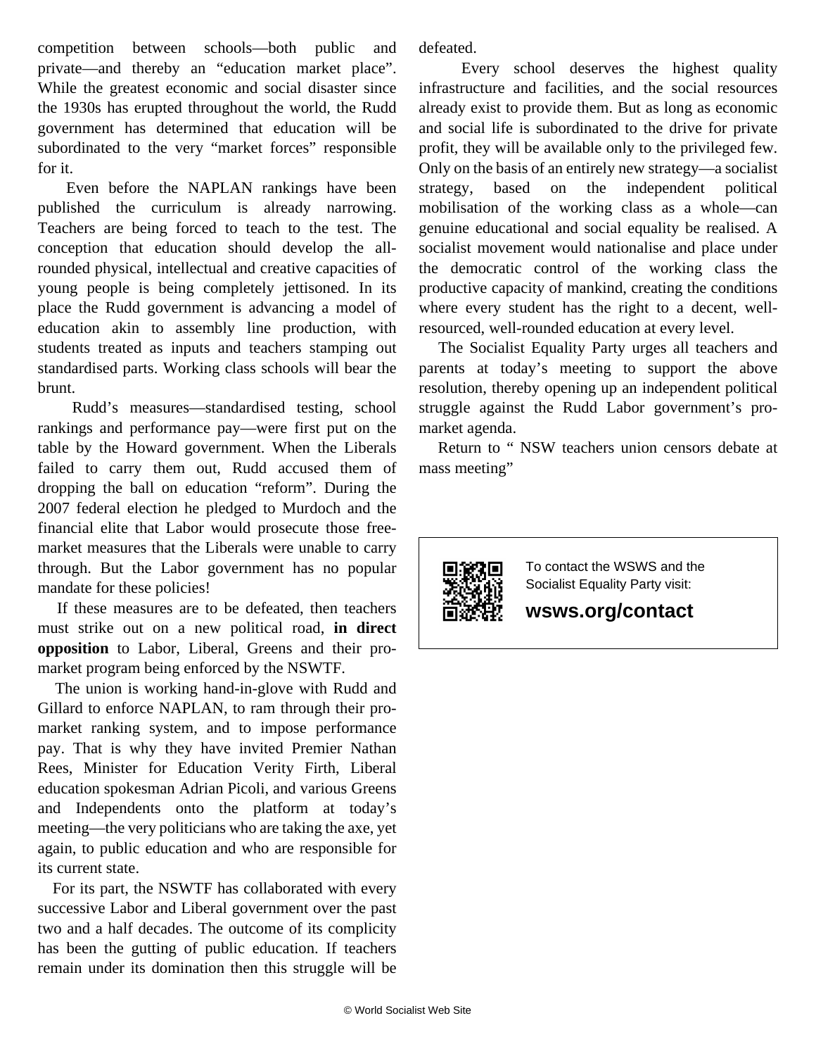competition between schools—both public and private—and thereby an "education market place". While the greatest economic and social disaster since the 1930s has erupted throughout the world, the Rudd government has determined that education will be subordinated to the very "market forces" responsible for it.

Even before the NAPLAN rankings have been published the curriculum is already narrowing. Teachers are being forced to teach to the test. The conception that education should develop the all-rounded physical, intellectual and creative capacities of young people is being completely jettisoned. In its place the Rudd government is advancing a model of education akin to assembly line production, with students treated as inputs and teachers stamping out standardised parts. Working class schools will bear the brunt.

Rudd's measures—standardised testing, school rankings and performance pay—were first put on the table by the Howard government. When the Liberals failed to carry them out, Rudd accused them of dropping the ball on education "reform". During the 2007 federal election he pledged to Murdoch and the financial elite that Labor would prosecute those free-market measures that the Liberals were unable to carry through. But the Labor government has no popular mandate for these policies!

If these measures are to be defeated, then teachers must strike out on a new political road, **in direct opposition** to Labor, Liberal, Greens and their pro-market program being enforced by the NSWTF.

The union is working hand-in-glove with Rudd and Gillard to enforce NAPLAN, to ram through their pro-market ranking system, and to impose performance pay. That is why they have invited Premier Nathan Rees, Minister for Education Verity Firth, Liberal education spokesman Adrian Picoli, and various Greens and Independents onto the platform at today's meeting—the very politicians who are taking the axe, yet again, to public education and who are responsible for its current state.

For its part, the NSWTF has collaborated with every successive Labor and Liberal government over the past two and a half decades. The outcome of its complicity has been the gutting of public education. If teachers remain under its domination then this struggle will be defeated.

Every school deserves the highest quality infrastructure and facilities, and the social resources already exist to provide them. But as long as economic and social life is subordinated to the drive for private profit, they will be available only to the privileged few. Only on the basis of an entirely new strategy—a socialist strategy, based on the independent political mobilisation of the working class as a whole—can genuine educational and social equality be realised. A socialist movement would nationalise and place under the democratic control of the working class the productive capacity of mankind, creating the conditions where every student has the right to a decent, well-resourced, well-rounded education at every level.

The Socialist Equality Party urges all teachers and parents at today's meeting to support the above resolution, thereby opening up an independent political struggle against the Rudd Labor government's pro-market agenda.

Return to " NSW teachers union censors debate at mass meeting"

To contact the WSWS and the Socialist Equality Party visit:

**wsws.org/contact**